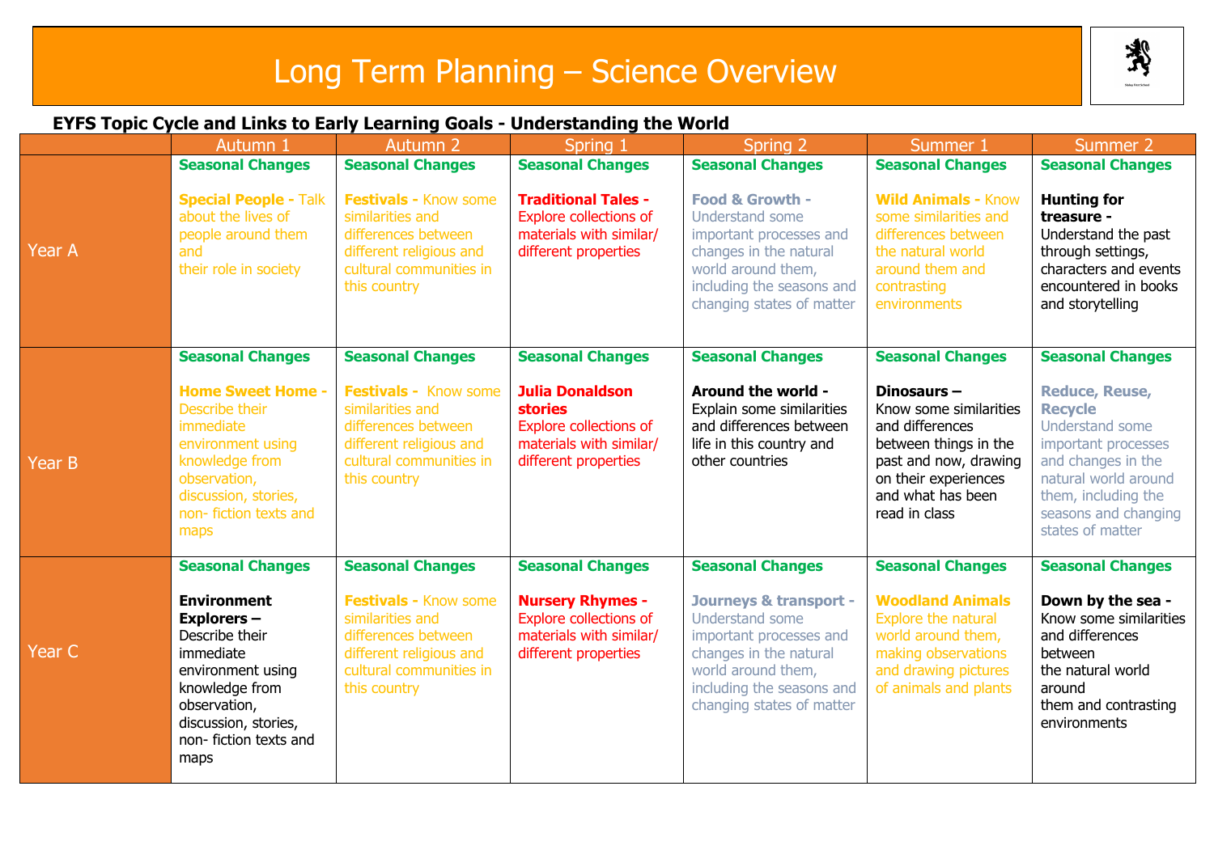# Long Term Planning – Science Overview

## EYFS Topic Cycle and Links to Early Learning Goals - Understanding the World

| | Autumn 1 | Autumn 2 | Spring 1 | Spring 2 | Summer 1 | Summer 2 |
|---|---|---|---|---|---|---|
| Year A | **Seasonal Changes**<br><br>**Special People -** Talk about the lives of people around them and their role in society | **Seasonal Changes**<br><br>**Festivals -** Know some similarities and differences between different religious and cultural communities in this country | **Seasonal Changes**<br><br>**Traditional Tales -** Explore collections of materials with similar/ different properties | **Seasonal Changes**<br><br>**Food & Growth -** Understand some important processes and changes in the natural world around them, including the seasons and changing states of matter | **Seasonal Changes**<br><br>**Wild Animals -** Know some similarities and differences between the natural world around them and contrasting environments | **Seasonal Changes**<br><br>**Hunting for treasure -** Understand the past through settings, characters and events encountered in books and storytelling |
| Year B | **Seasonal Changes**<br><br>**Home Sweet Home -** Describe their immediate environment using knowledge from observation, discussion, stories, non- fiction texts and maps | **Seasonal Changes**<br><br>**Festivals -** Know some similarities and differences between different religious and cultural communities in this country | **Seasonal Changes**<br><br>**Julia Donaldson stories**<br>Explore collections of materials with similar/ different properties | **Seasonal Changes**<br><br>**Around the world -** Explain some similarities and differences between life in this country and other countries | **Seasonal Changes**<br><br>**Dinosaurs –** Know some similarities and differences between things in the past and now, drawing on their experiences and what has been read in class | **Seasonal Changes**<br><br>**Reduce, Reuse, Recycle**<br>Understand some important processes and changes in the natural world around them, including the seasons and changing states of matter |
| Year C | **Seasonal Changes**<br><br>**Environment Explorers –** Describe their immediate environment using knowledge from observation, discussion, stories, non- fiction texts and maps | **Seasonal Changes**<br><br>**Festivals -** Know some similarities and differences between different religious and cultural communities in this country | **Seasonal Changes**<br><br>**Nursery Rhymes -** Explore collections of materials with similar/ different properties | **Seasonal Changes**<br><br>**Journeys & transport -** Understand some important processes and changes in the natural world around them, including the seasons and changing states of matter | **Seasonal Changes**<br><br>**Woodland Animals**<br>Explore the natural world around them, making observations and drawing pictures of animals and plants | **Seasonal Changes**<br><br>**Down by the sea -** Know some similarities and differences between the natural world around them and contrasting environments |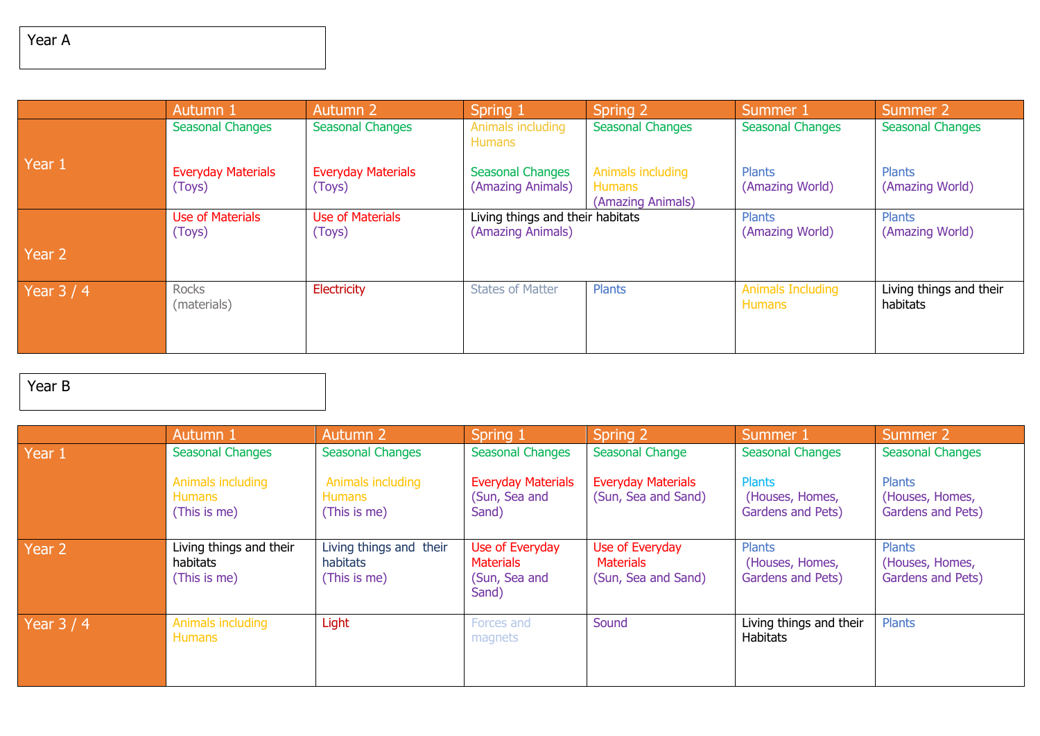Year A

| | Autumn 1 | Autumn 2 | Spring 1 | Spring 2 | Summer 1 | Summer 2 |
|---|---|---|---|---|---|---|
| Year 1 | Seasonal Changes<br><br>Everyday Materials (Toys) | Seasonal Changes<br><br>Everyday Materials (Toys) | Animals including Humans<br><br>Seasonal Changes (Amazing Animals) | Seasonal Changes<br><br>Animals including Humans (Amazing Animals) | Seasonal Changes<br><br>Plants (Amazing World) | Seasonal Changes<br><br>Plants (Amazing World) |
| Year 2 | Use of Materials (Toys) | Use of Materials (Toys) | Living things and their habitats (Amazing Animals) | | Plants (Amazing World) | Plants (Amazing World) |
| Year 3 / 4 | Rocks (materials) | Electricity | States of Matter | Plants | Animals Including Humans | Living things and their habitats |

Year B

| | Autumn 1 | Autumn 2 | Spring 1 | Spring 2 | Summer 1 | Summer 2 |
|---|---|---|---|---|---|---|
| Year 1 | Seasonal Changes<br><br>Animals including Humans (This is me) | Seasonal Changes<br><br>Animals including Humans (This is me) | Seasonal Changes<br><br>Everyday Materials (Sun, Sea and Sand) | Seasonal Change<br><br>Everyday Materials (Sun, Sea and Sand) | Seasonal Changes<br><br>Plants (Houses, Homes, Gardens and Pets) | Seasonal Changes<br><br>Plants (Houses, Homes, Gardens and Pets) |
| Year 2 | Living things and their habitats (This is me) | Living things and their habitats (This is me) | Use of Everyday Materials (Sun, Sea and Sand) | Use of Everyday Materials (Sun, Sea and Sand) | Plants (Houses, Homes, Gardens and Pets) | Plants (Houses, Homes, Gardens and Pets) |
| Year 3 / 4 | Animals including Humans | Light | Forces and magnets | Sound | Living things and their Habitats | Plants |